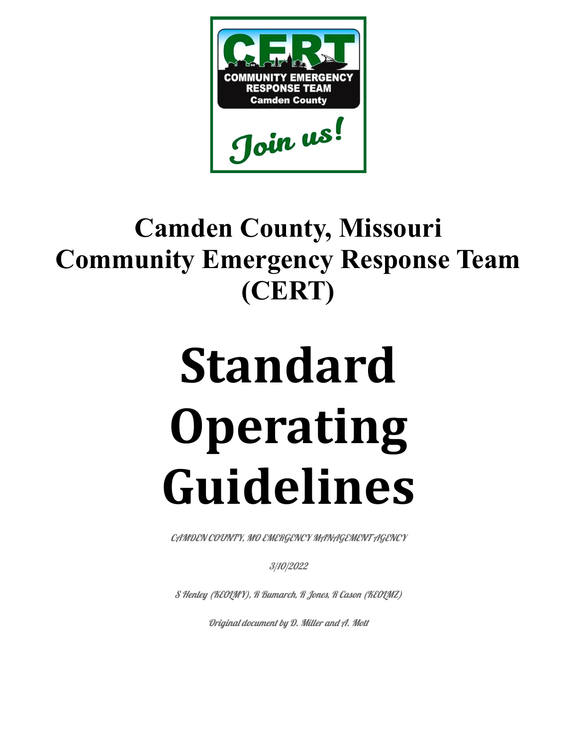# Camden County, Missouri Community Emergency Response Team (CERT)

# Standard Operating Guidelines

*CAMDEN COUNTY, MO EMERGENCY MANAGEMENT AGENCY*

*3/10/2022*

*S Henley (KE0LMY), R Bumarch, R Jones, R Cason (KE0LMZ)*

*Original document by D. Miller and A. Mott*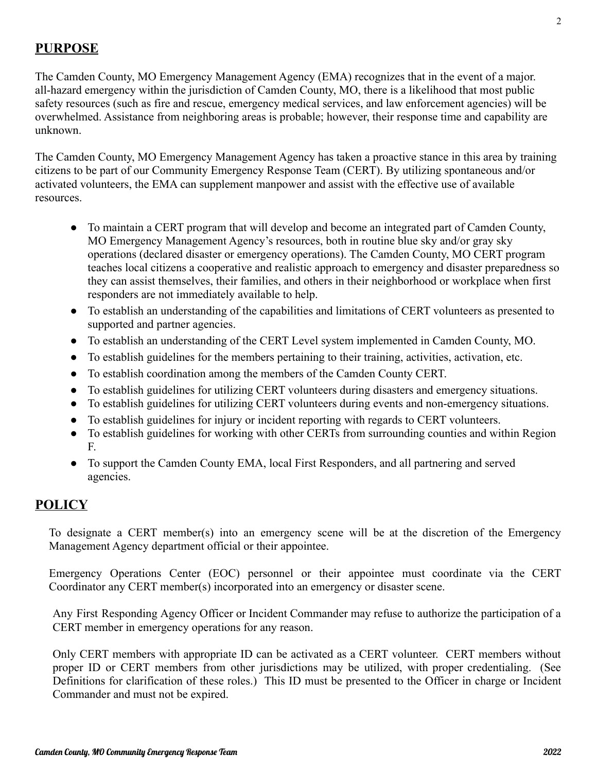## PURPOSE

The Camden County, MO Emergency Management Agency (EMA) recognizes that in the event of a major. all-hazard emergency within the jurisdiction of Camden County, MO, there is a likelihood that most public safety resources (such as fire and rescue, emergency medical services, and law enforcement agencies) will be overwhelmed. Assistance from neighboring areas is probable; however, their response time and capability are unknown.

The Camden County, MO Emergency Management Agency has taken a proactive stance in this area by training citizens to be part of our Community Emergency Response Team (CERT). By utilizing spontaneous and/or activated volunteers, the EMA can supplement manpower and assist with the effective use of available resources.

- To maintain a CERT program that will develop and become an integrated part of Camden County, MO Emergency Management Agency's resources, both in routine blue sky and/or gray sky operations (declared disaster or emergency operations). The Camden County, MO CERT program teaches local citizens a cooperative and realistic approach to emergency and disaster preparedness so they can assist themselves, their families, and others in their neighborhood or workplace when first responders are not immediately available to help.
- To establish an understanding of the capabilities and limitations of CERT volunteers as presented to supported and partner agencies.
- To establish an understanding of the CERT Level system implemented in Camden County, MO.
- To establish guidelines for the members pertaining to their training, activities, activation, etc.
- To establish coordination among the members of the Camden County CERT.
- To establish guidelines for utilizing CERT volunteers during disasters and emergency situations.
- To establish guidelines for utilizing CERT volunteers during events and non-emergency situations.
- To establish guidelines for injury or incident reporting with regards to CERT volunteers.
- To establish guidelines for working with other CERTs from surrounding counties and within Region F.
- To support the Camden County EMA, local First Responders, and all partnering and served agencies.

## POLICY

To designate a CERT member(s) into an emergency scene will be at the discretion of the Emergency Management Agency department official or their appointee.

Emergency Operations Center (EOC) personnel or their appointee must coordinate via the CERT Coordinator any CERT member(s) incorporated into an emergency or disaster scene.

Any First Responding Agency Officer or Incident Commander may refuse to authorize the participation of a CERT member in emergency operations for any reason.

Only CERT members with appropriate ID can be activated as a CERT volunteer. CERT members without proper ID or CERT members from other jurisdictions may be utilized, with proper credentialing. (See Definitions for clarification of these roles.) This ID must be presented to the Officer in charge or Incident Commander and must not be expired.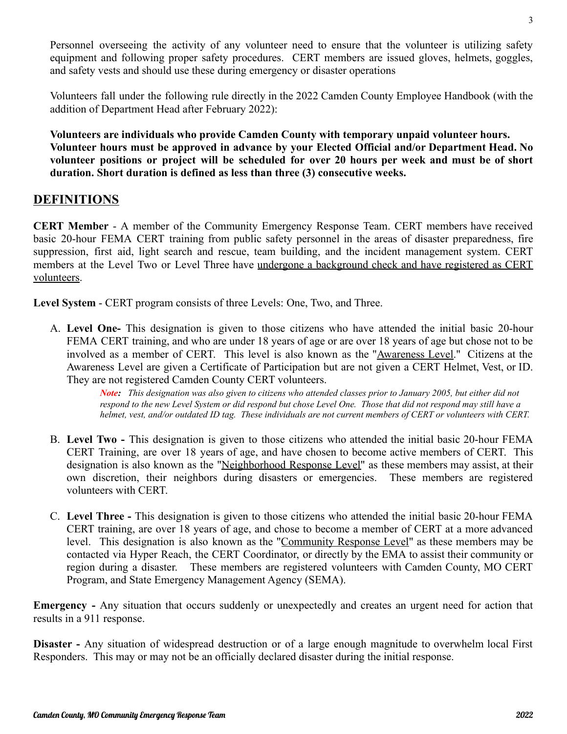Personnel overseeing the activity of any volunteer need to ensure that the volunteer is utilizing safety equipment and following proper safety procedures. CERT members are issued gloves, helmets, goggles, and safety vests and should use these during emergency or disaster operations

Volunteers fall under the following rule directly in the 2022 Camden County Employee Handbook (with the addition of Department Head after February 2022):

**Volunteers are individuals who provide Camden County with temporary unpaid volunteer hours. Volunteer hours must be approved in advance by your Elected Official and/or Department Head. No volunteer positions or project will be scheduled for over 20 hours per week and must be of short duration. Short duration is defined as less than three (3) consecutive weeks.**

## DEFINITIONS

**CERT Member** - A member of the Community Emergency Response Team. CERT members have received basic 20-hour FEMA CERT training from public safety personnel in the areas of disaster preparedness, fire suppression, first aid, light search and rescue, team building, and the incident management system. CERT members at the Level Two or Level Three have undergone a background check and have registered as CERT volunteers.

**Level System** - CERT program consists of three Levels: One, Two, and Three.

A. **Level One-** This designation is given to those citizens who have attended the initial basic 20-hour FEMA CERT training, and who are under 18 years of age or are over 18 years of age but chose not to be involved as a member of CERT. This level is also known as the "Awareness Level." Citizens at the Awareness Level are given a Certificate of Participation but are not given a CERT Helmet, Vest, or ID. They are not registered Camden County CERT volunteers.

   ***Note:*** *This designation was also given to citizens who attended classes prior to January 2005, but either did not respond to the new Level System or did respond but chose Level One. Those that did not respond may still have a helmet, vest, and/or outdated ID tag. These individuals are not current members of CERT or volunteers with CERT.*

B. **Level Two -** This designation is given to those citizens who attended the initial basic 20-hour FEMA CERT Training, are over 18 years of age, and have chosen to become active members of CERT. This designation is also known as the "Neighborhood Response Level" as these members may assist, at their own discretion, their neighbors during disasters or emergencies. These members are registered volunteers with CERT.

C. **Level Three -** This designation is given to those citizens who attended the initial basic 20-hour FEMA CERT training, are over 18 years of age, and chose to become a member of CERT at a more advanced level. This designation is also known as the "Community Response Level" as these members may be contacted via Hyper Reach, the CERT Coordinator, or directly by the EMA to assist their community or region during a disaster. These members are registered volunteers with Camden County, MO CERT Program, and State Emergency Management Agency (SEMA).

**Emergency -** Any situation that occurs suddenly or unexpectedly and creates an urgent need for action that results in a 911 response.

**Disaster -** Any situation of widespread destruction or of a large enough magnitude to overwhelm local First Responders. This may or may not be an officially declared disaster during the initial response.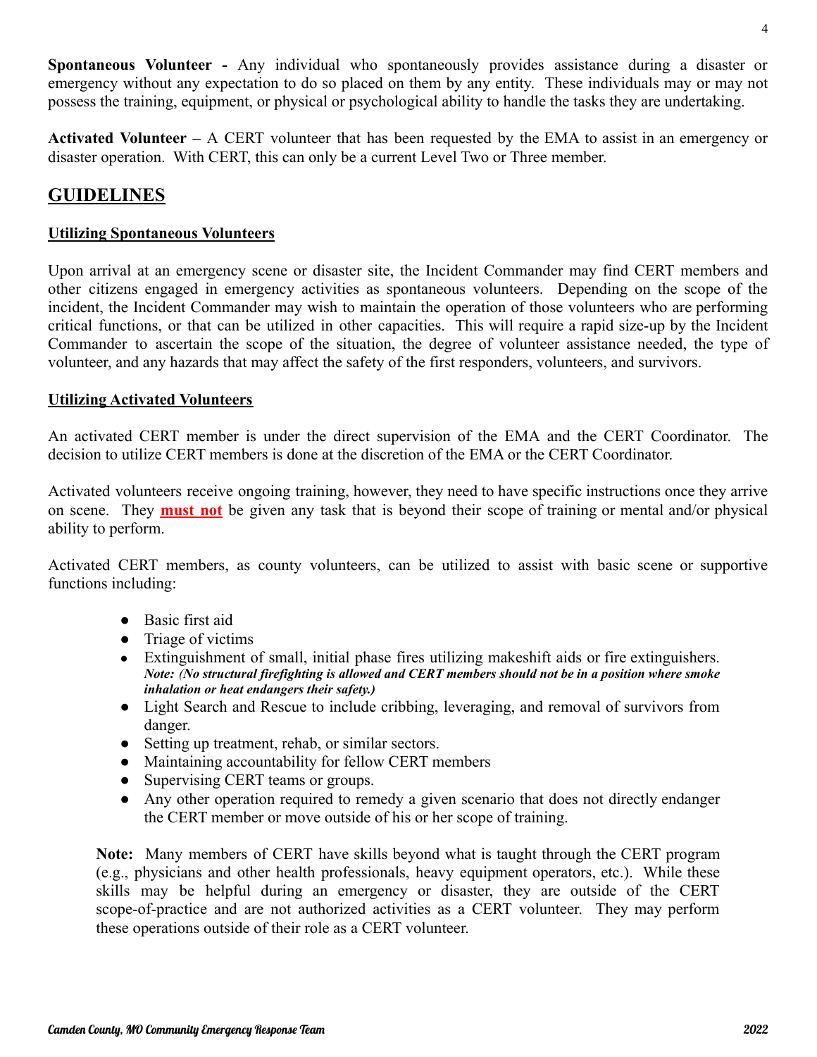**Spontaneous Volunteer -** Any individual who spontaneously provides assistance during a disaster or emergency without any expectation to do so placed on them by any entity. These individuals may or may not possess the training, equipment, or physical or psychological ability to handle the tasks they are undertaking.

**Activated Volunteer –** A CERT volunteer that has been requested by the EMA to assist in an emergency or disaster operation. With CERT, this can only be a current Level Two or Three member.

## GUIDELINES

### Utilizing Spontaneous Volunteers

Upon arrival at an emergency scene or disaster site, the Incident Commander may find CERT members and other citizens engaged in emergency activities as spontaneous volunteers. Depending on the scope of the incident, the Incident Commander may wish to maintain the operation of those volunteers who are performing critical functions, or that can be utilized in other capacities. This will require a rapid size-up by the Incident Commander to ascertain the scope of the situation, the degree of volunteer assistance needed, the type of volunteer, and any hazards that may affect the safety of the first responders, volunteers, and survivors.

### Utilizing Activated Volunteers

An activated CERT member is under the direct supervision of the EMA and the CERT Coordinator. The decision to utilize CERT members is done at the discretion of the EMA or the CERT Coordinator.

Activated volunteers receive ongoing training, however, they need to have specific instructions once they arrive on scene. They **must not** be given any task that is beyond their scope of training or mental and/or physical ability to perform.

Activated CERT members, as county volunteers, can be utilized to assist with basic scene or supportive functions including:

- Basic first aid
- Triage of victims
- Extinguishment of small, initial phase fires utilizing makeshift aids or fire extinguishers. ***Note: (No structural firefighting is allowed and CERT members should not be in a position where smoke inhalation or heat endangers their safety.)***
- Light Search and Rescue to include cribbing, leveraging, and removal of survivors from danger.
- Setting up treatment, rehab, or similar sectors.
- Maintaining accountability for fellow CERT members
- Supervising CERT teams or groups.
- Any other operation required to remedy a given scenario that does not directly endanger the CERT member or move outside of his or her scope of training.

**Note:** Many members of CERT have skills beyond what is taught through the CERT program (e.g., physicians and other health professionals, heavy equipment operators, etc.). While these skills may be helpful during an emergency or disaster, they are outside of the CERT scope-of-practice and are not authorized activities as a CERT volunteer. They may perform these operations outside of their role as a CERT volunteer.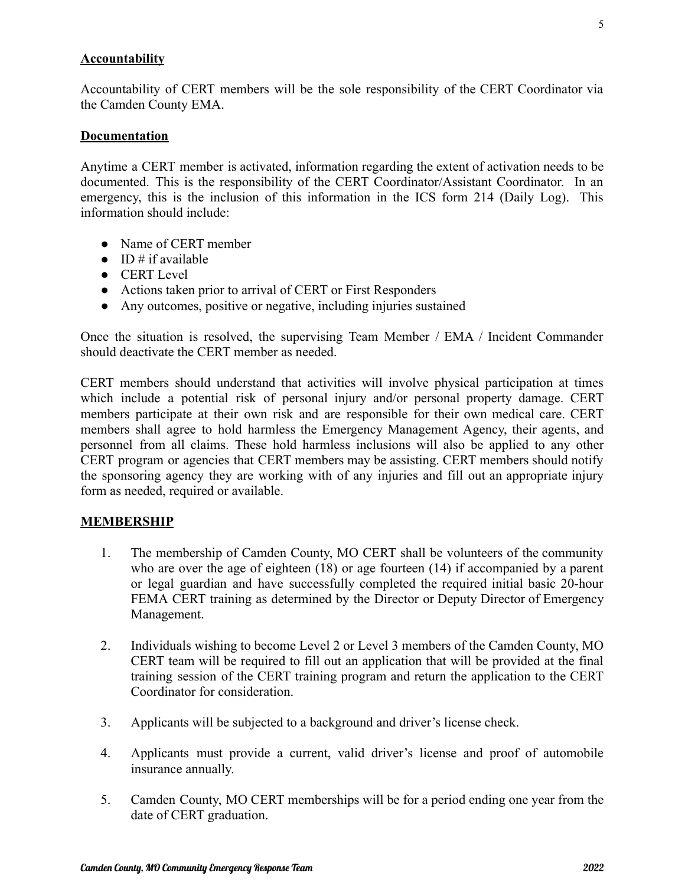## Accountability

Accountability of CERT members will be the sole responsibility of the CERT Coordinator via the Camden County EMA.

## Documentation

Anytime a CERT member is activated, information regarding the extent of activation needs to be documented. This is the responsibility of the CERT Coordinator/Assistant Coordinator. In an emergency, this is the inclusion of this information in the ICS form 214 (Daily Log). This information should include:

- Name of CERT member
- ID # if available
- CERT Level
- Actions taken prior to arrival of CERT or First Responders
- Any outcomes, positive or negative, including injuries sustained

Once the situation is resolved, the supervising Team Member / EMA / Incident Commander should deactivate the CERT member as needed.

CERT members should understand that activities will involve physical participation at times which include a potential risk of personal injury and/or personal property damage. CERT members participate at their own risk and are responsible for their own medical care. CERT members shall agree to hold harmless the Emergency Management Agency, their agents, and personnel from all claims. These hold harmless inclusions will also be applied to any other CERT program or agencies that CERT members may be assisting. CERT members should notify the sponsoring agency they are working with of any injuries and fill out an appropriate injury form as needed, required or available.

## MEMBERSHIP

1. The membership of Camden County, MO CERT shall be volunteers of the community who are over the age of eighteen (18) or age fourteen (14) if accompanied by a parent or legal guardian and have successfully completed the required initial basic 20-hour FEMA CERT training as determined by the Director or Deputy Director of Emergency Management.

2. Individuals wishing to become Level 2 or Level 3 members of the Camden County, MO CERT team will be required to fill out an application that will be provided at the final training session of the CERT training program and return the application to the CERT Coordinator for consideration.

3. Applicants will be subjected to a background and driver's license check.

4. Applicants must provide a current, valid driver's license and proof of automobile insurance annually.

5. Camden County, MO CERT memberships will be for a period ending one year from the date of CERT graduation.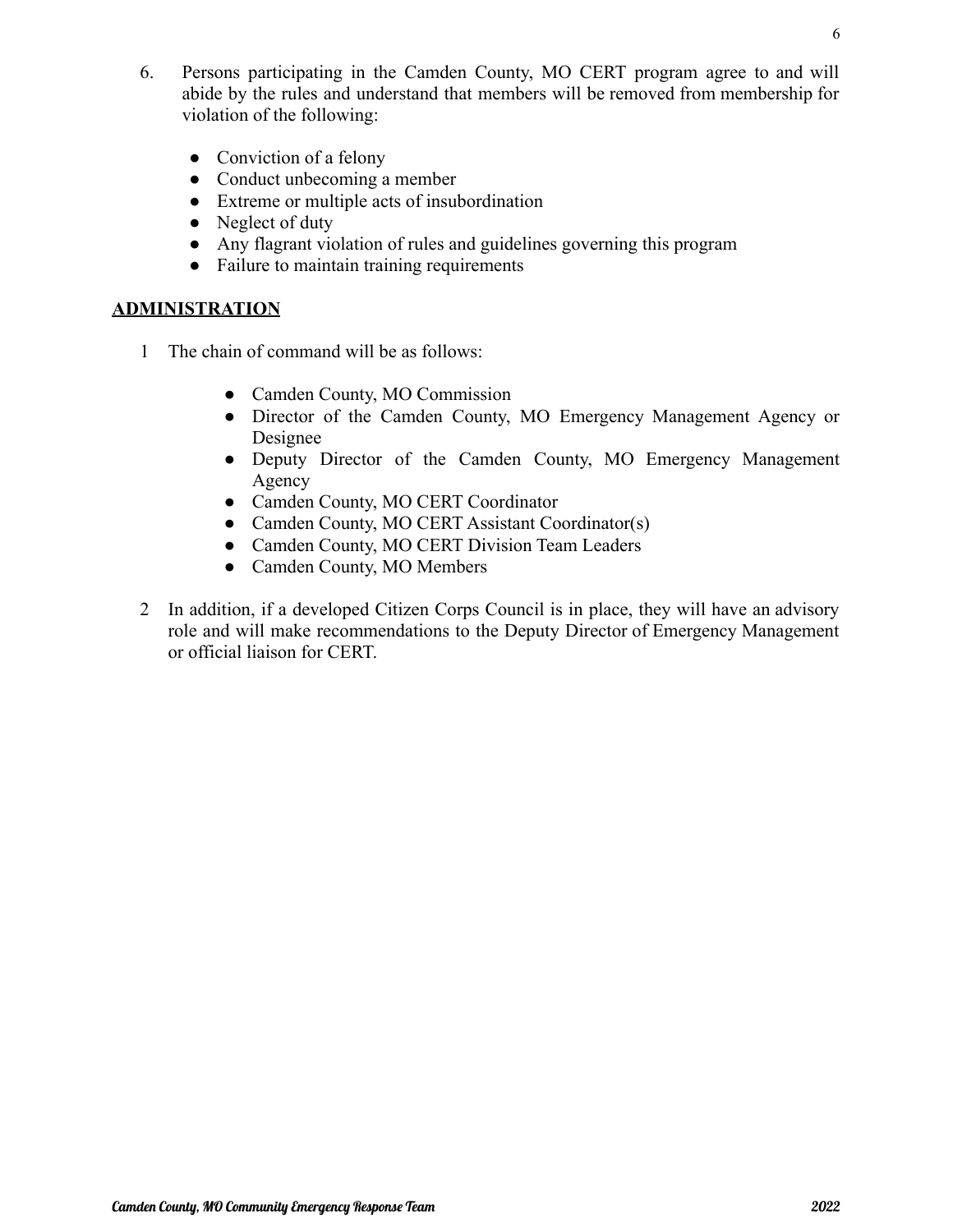6. Persons participating in the Camden County, MO CERT program agree to and will abide by the rules and understand that members will be removed from membership for violation of the following:

    - Conviction of a felony
    - Conduct unbecoming a member
    - Extreme or multiple acts of insubordination
    - Neglect of duty
    - Any flagrant violation of rules and guidelines governing this program
    - Failure to maintain training requirements

**ADMINISTRATION**

1 The chain of command will be as follows:

- Camden County, MO Commission
- Director of the Camden County, MO Emergency Management Agency or Designee
- Deputy Director of the Camden County, MO Emergency Management Agency
- Camden County, MO CERT Coordinator
- Camden County, MO CERT Assistant Coordinator(s)
- Camden County, MO CERT Division Team Leaders
- Camden County, MO Members

2 In addition, if a developed Citizen Corps Council is in place, they will have an advisory role and will make recommendations to the Deputy Director of Emergency Management or official liaison for CERT.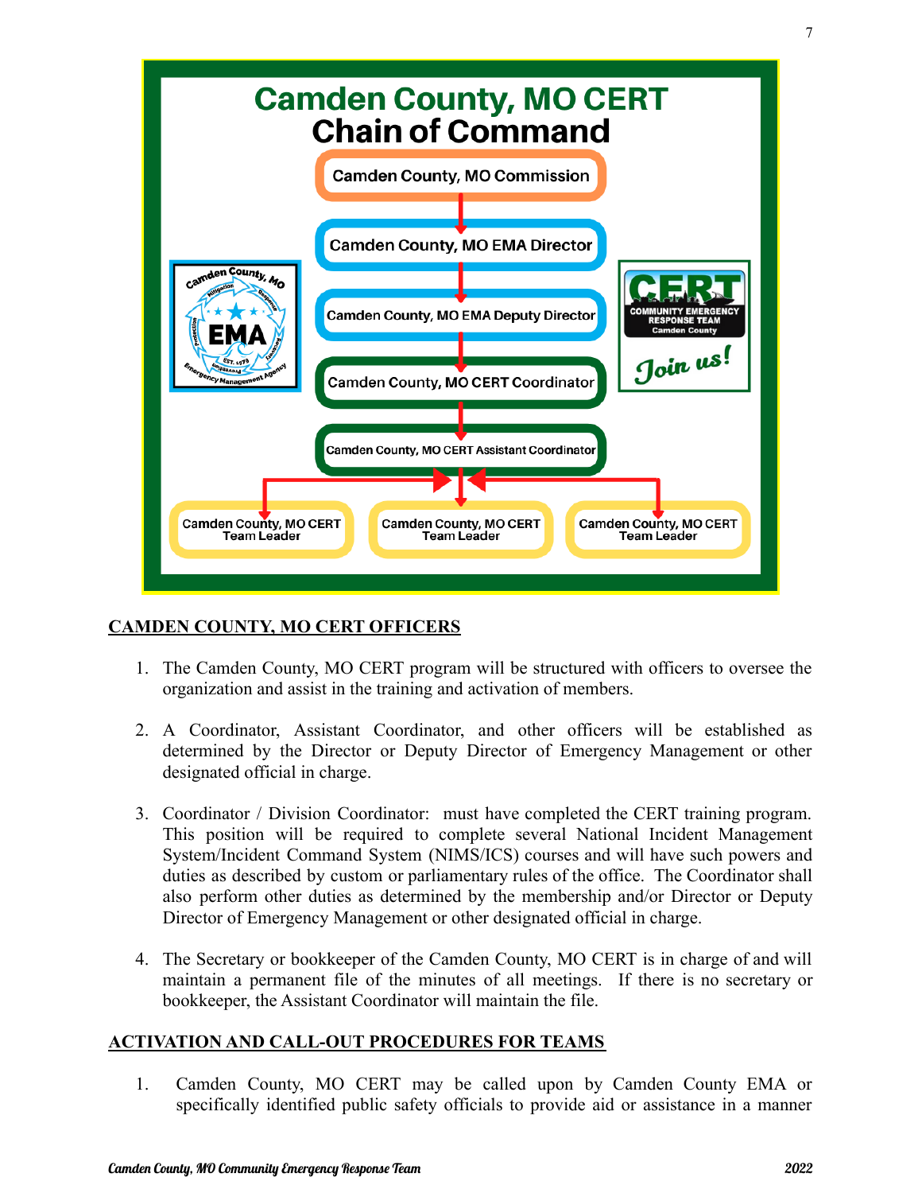# Camden County, MO CERT
## Chain of Command

Camden County, MO Commission
↓
Camden County, MO EMA Director
↓
Camden County, MO EMA Deputy Director
↓
Camden County, MO CERT Coordinator
↓
Camden County, MO CERT Assistant Coordinator
↓
Camden County, MO CERT Team Leader | Camden County, MO CERT Team Leader | Camden County, MO CERT Team Leader

## CAMDEN COUNTY, MO CERT OFFICERS

1. The Camden County, MO CERT program will be structured with officers to oversee the organization and assist in the training and activation of members.

2. A Coordinator, Assistant Coordinator, and other officers will be established as determined by the Director or Deputy Director of Emergency Management or other designated official in charge.

3. Coordinator / Division Coordinator: must have completed the CERT training program. This position will be required to complete several National Incident Management System/Incident Command System (NIMS/ICS) courses and will have such powers and duties as described by custom or parliamentary rules of the office. The Coordinator shall also perform other duties as determined by the membership and/or Director or Deputy Director of Emergency Management or other designated official in charge.

4. The Secretary or bookkeeper of the Camden County, MO CERT is in charge of and will maintain a permanent file of the minutes of all meetings. If there is no secretary or bookkeeper, the Assistant Coordinator will maintain the file.

## ACTIVATION AND CALL-OUT PROCEDURES FOR TEAMS

1. Camden County, MO CERT may be called upon by Camden County EMA or specifically identified public safety officials to provide aid or assistance in a manner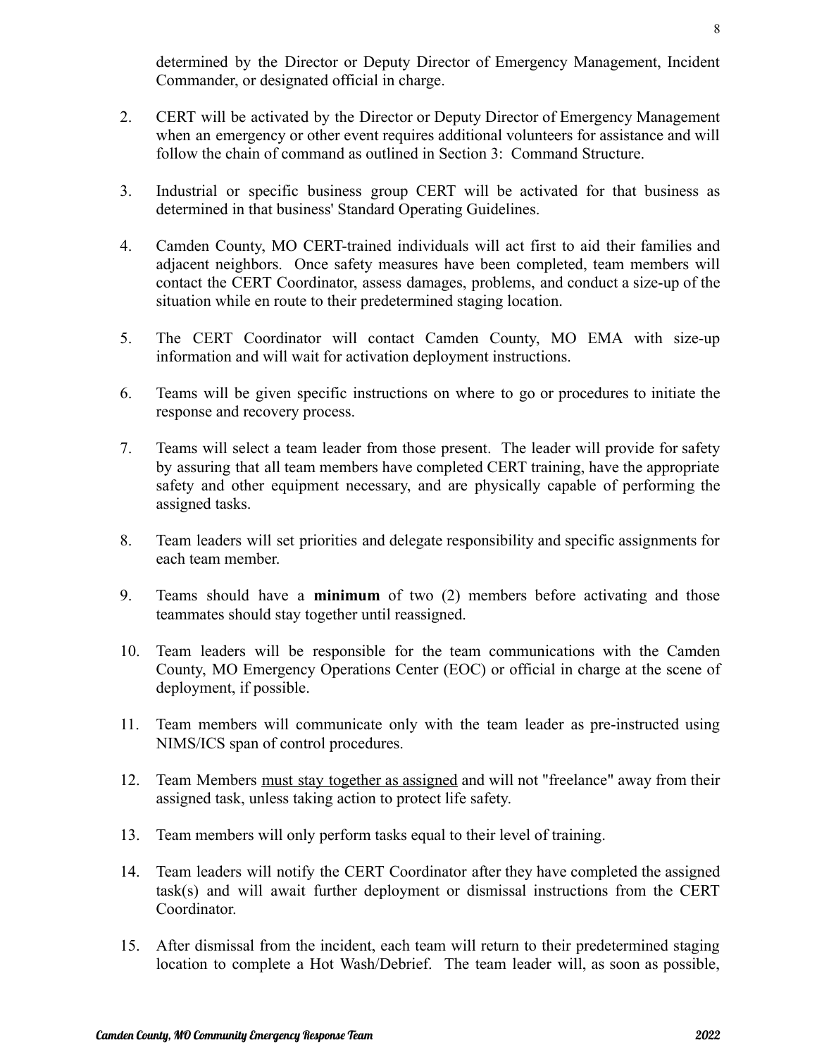determined by the Director or Deputy Director of Emergency Management, Incident Commander, or designated official in charge.

2. CERT will be activated by the Director or Deputy Director of Emergency Management when an emergency or other event requires additional volunteers for assistance and will follow the chain of command as outlined in Section 3: Command Structure.

3. Industrial or specific business group CERT will be activated for that business as determined in that business' Standard Operating Guidelines.

4. Camden County, MO CERT-trained individuals will act first to aid their families and adjacent neighbors. Once safety measures have been completed, team members will contact the CERT Coordinator, assess damages, problems, and conduct a size-up of the situation while en route to their predetermined staging location.

5. The CERT Coordinator will contact Camden County, MO EMA with size-up information and will wait for activation deployment instructions.

6. Teams will be given specific instructions on where to go or procedures to initiate the response and recovery process.

7. Teams will select a team leader from those present. The leader will provide for safety by assuring that all team members have completed CERT training, have the appropriate safety and other equipment necessary, and are physically capable of performing the assigned tasks.

8. Team leaders will set priorities and delegate responsibility and specific assignments for each team member.

9. Teams should have a **minimum** of two (2) members before activating and those teammates should stay together until reassigned.

10. Team leaders will be responsible for the team communications with the Camden County, MO Emergency Operations Center (EOC) or official in charge at the scene of deployment, if possible.

11. Team members will communicate only with the team leader as pre-instructed using NIMS/ICS span of control procedures.

12. Team Members <u>must stay together as assigned</u> and will not "freelance" away from their assigned task, unless taking action to protect life safety.

13. Team members will only perform tasks equal to their level of training.

14. Team leaders will notify the CERT Coordinator after they have completed the assigned task(s) and will await further deployment or dismissal instructions from the CERT Coordinator.

15. After dismissal from the incident, each team will return to their predetermined staging location to complete a Hot Wash/Debrief. The team leader will, as soon as possible,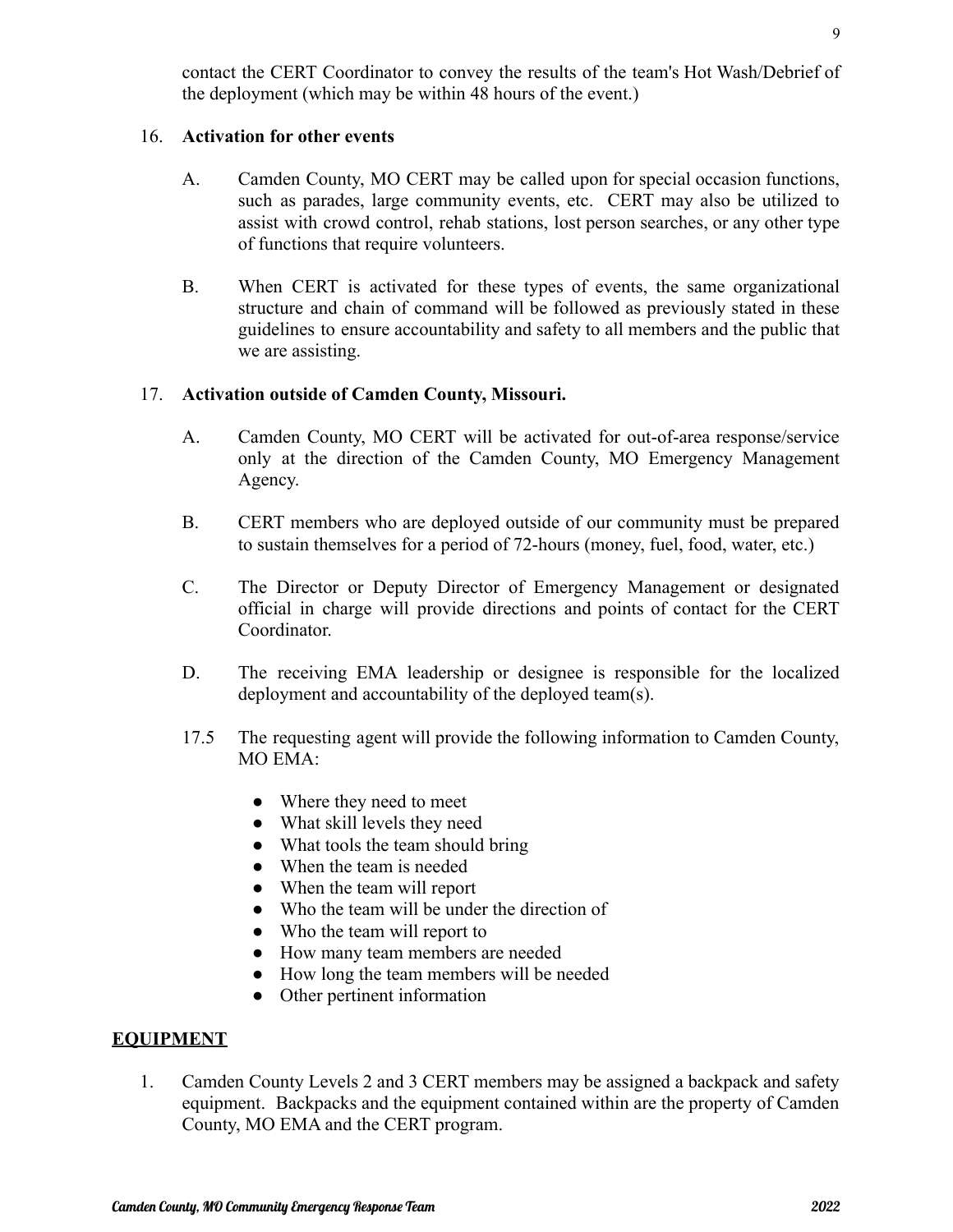contact the CERT Coordinator to convey the results of the team's Hot Wash/Debrief of the deployment (which may be within 48 hours of the event.)

16. **Activation for other events**

    A. Camden County, MO CERT may be called upon for special occasion functions, such as parades, large community events, etc. CERT may also be utilized to assist with crowd control, rehab stations, lost person searches, or any other type of functions that require volunteers.

    B. When CERT is activated for these types of events, the same organizational structure and chain of command will be followed as previously stated in these guidelines to ensure accountability and safety to all members and the public that we are assisting.

17. **Activation outside of Camden County, Missouri.**

    A. Camden County, MO CERT will be activated for out-of-area response/service only at the direction of the Camden County, MO Emergency Management Agency.

    B. CERT members who are deployed outside of our community must be prepared to sustain themselves for a period of 72-hours (money, fuel, food, water, etc.)

    C. The Director or Deputy Director of Emergency Management or designated official in charge will provide directions and points of contact for the CERT Coordinator.

    D. The receiving EMA leadership or designee is responsible for the localized deployment and accountability of the deployed team(s).

    17.5 The requesting agent will provide the following information to Camden County, MO EMA:

    - Where they need to meet
    - What skill levels they need
    - What tools the team should bring
    - When the team is needed
    - When the team will report
    - Who the team will be under the direction of
    - Who the team will report to
    - How many team members are needed
    - How long the team members will be needed
    - Other pertinent information

## EQUIPMENT

1. Camden County Levels 2 and 3 CERT members may be assigned a backpack and safety equipment. Backpacks and the equipment contained within are the property of Camden County, MO EMA and the CERT program.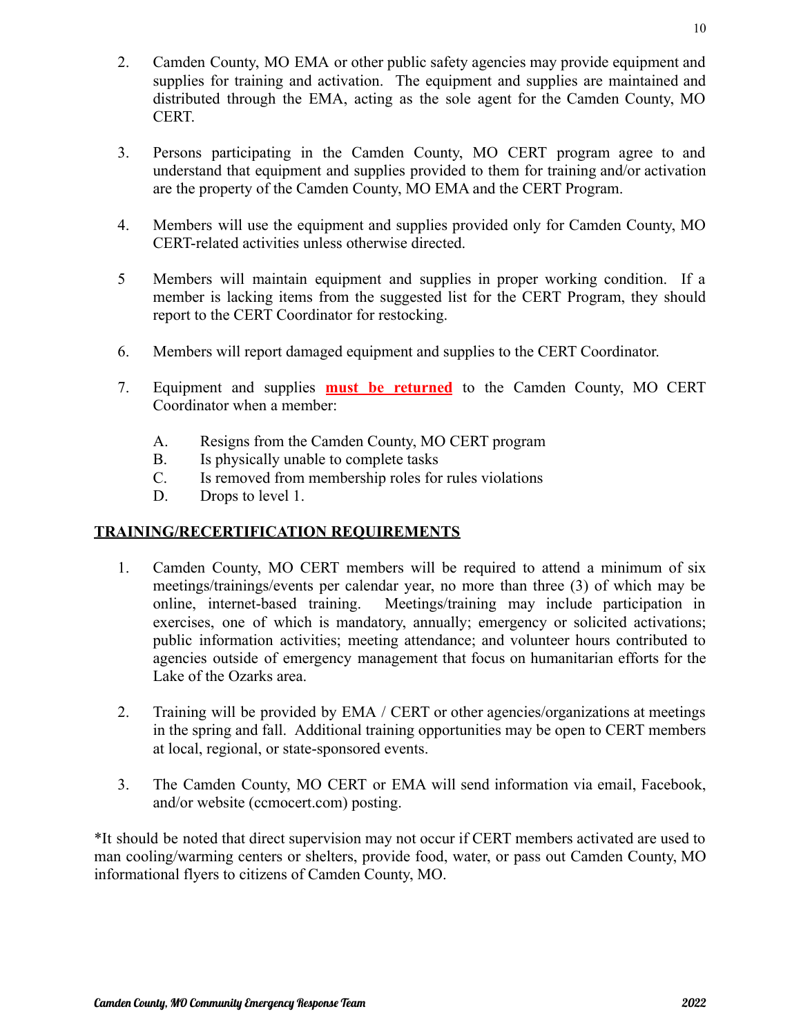2. Camden County, MO EMA or other public safety agencies may provide equipment and supplies for training and activation. The equipment and supplies are maintained and distributed through the EMA, acting as the sole agent for the Camden County, MO CERT.

3. Persons participating in the Camden County, MO CERT program agree to and understand that equipment and supplies provided to them for training and/or activation are the property of the Camden County, MO EMA and the CERT Program.

4. Members will use the equipment and supplies provided only for Camden County, MO CERT-related activities unless otherwise directed.

5 Members will maintain equipment and supplies in proper working condition. If a member is lacking items from the suggested list for the CERT Program, they should report to the CERT Coordinator for restocking.

6. Members will report damaged equipment and supplies to the CERT Coordinator.

7. Equipment and supplies **<u>must be returned</u>** to the Camden County, MO CERT Coordinator when a member:

   A. Resigns from the Camden County, MO CERT program
   B. Is physically unable to complete tasks
   C. Is removed from membership roles for rules violations
   D. Drops to level 1.

## <u>TRAINING/RECERTIFICATION REQUIREMENTS</u>

1. Camden County, MO CERT members will be required to attend a minimum of six meetings/trainings/events per calendar year, no more than three (3) of which may be online, internet-based training. Meetings/training may include participation in exercises, one of which is mandatory, annually; emergency or solicited activations; public information activities; meeting attendance; and volunteer hours contributed to agencies outside of emergency management that focus on humanitarian efforts for the Lake of the Ozarks area.

2. Training will be provided by EMA / CERT or other agencies/organizations at meetings in the spring and fall. Additional training opportunities may be open to CERT members at local, regional, or state-sponsored events.

3. The Camden County, MO CERT or EMA will send information via email, Facebook, and/or website (ccmocert.com) posting.

*It should be noted that direct supervision may not occur if CERT members activated are used to man cooling/warming centers or shelters, provide food, water, or pass out Camden County, MO informational flyers to citizens of Camden County, MO.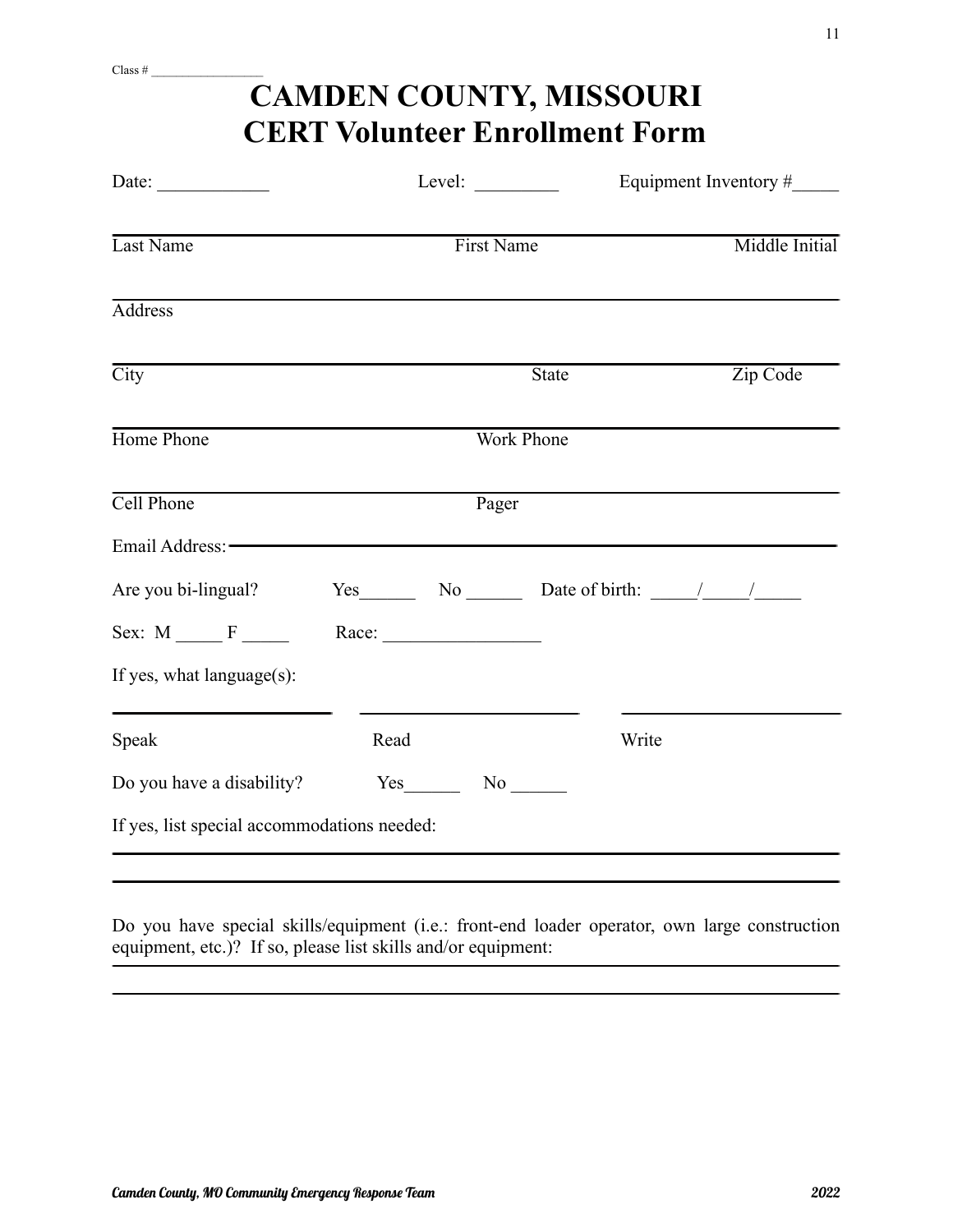Class # _________________

# CAMDEN COUNTY, MISSOURI
# CERT Volunteer Enrollment Form

Date: ____________ Level: _________ Equipment Inventory #_____

______________________________________________________________
Last Name First Name Middle Initial

______________________________________________________________
Address

______________________________________________________________
City State Zip Code

______________________________________________________________
Home Phone Work Phone

______________________________________________________________
Cell Phone Pager

Email Address: ______________________________________________

Are you bi-lingual? Yes______ No ______ Date of birth: _____/_____/_____

Sex: M _____ F _____ Race: _________________

If yes, what language(s):

____________________ ____________________ ____________________
Speak Read Write

Do you have a disability? Yes______ No ______

If yes, list special accommodations needed:

______________________________________________________________

______________________________________________________________

Do you have special skills/equipment (i.e.: front-end loader operator, own large construction equipment, etc.)? If so, please list skills and/or equipment:

______________________________________________________________

______________________________________________________________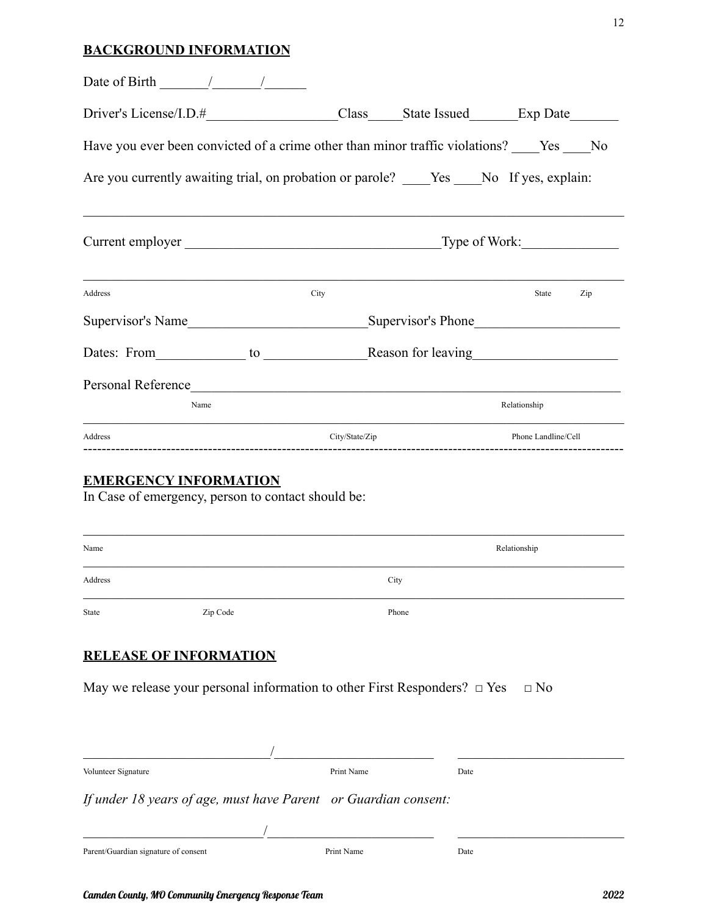## BACKGROUND INFORMATION

Date of Birth _______/_______/______

Driver's License/I.D.#___________________Class_____State Issued_______Exp Date_______

Have you ever been convicted of a crime other than minor traffic violations? ____Yes ____No

Are you currently awaiting trial, on probation or parole? ____Yes ____No If yes, explain:

_______________________________________________________________________________

Current employer ____________________________________Type of Work:_____________

_______________________________________________________________________________

Address City State Zip

Supervisor's Name_________________________Supervisor's Phone____________________

Dates: From____________ to ______________Reason for leaving____________________

Personal Reference__________________________________________________________

Name Relationship

_______________________________________________________________________________

Address City/State/Zip Phone Landline/Cell

-----------------------------------------------------------------------------------------------------------------

## EMERGENCY INFORMATION

In Case of emergency, person to contact should be:

_______________________________________________________________________________

Name Relationship

_______________________________________________________________________________

Address City

_______________________________________________________________________________

State Zip Code Phone

## RELEASE OF INFORMATION

May we release your personal information to other First Responders? □ Yes □ No

____________________________/_________________________ __________________________

Volunteer Signature Print Name Date

*If under 18 years of age, must have Parent or Guardian consent:*

____________________________/_________________________ __________________________

Parent/Guardian signature of consent Print Name Date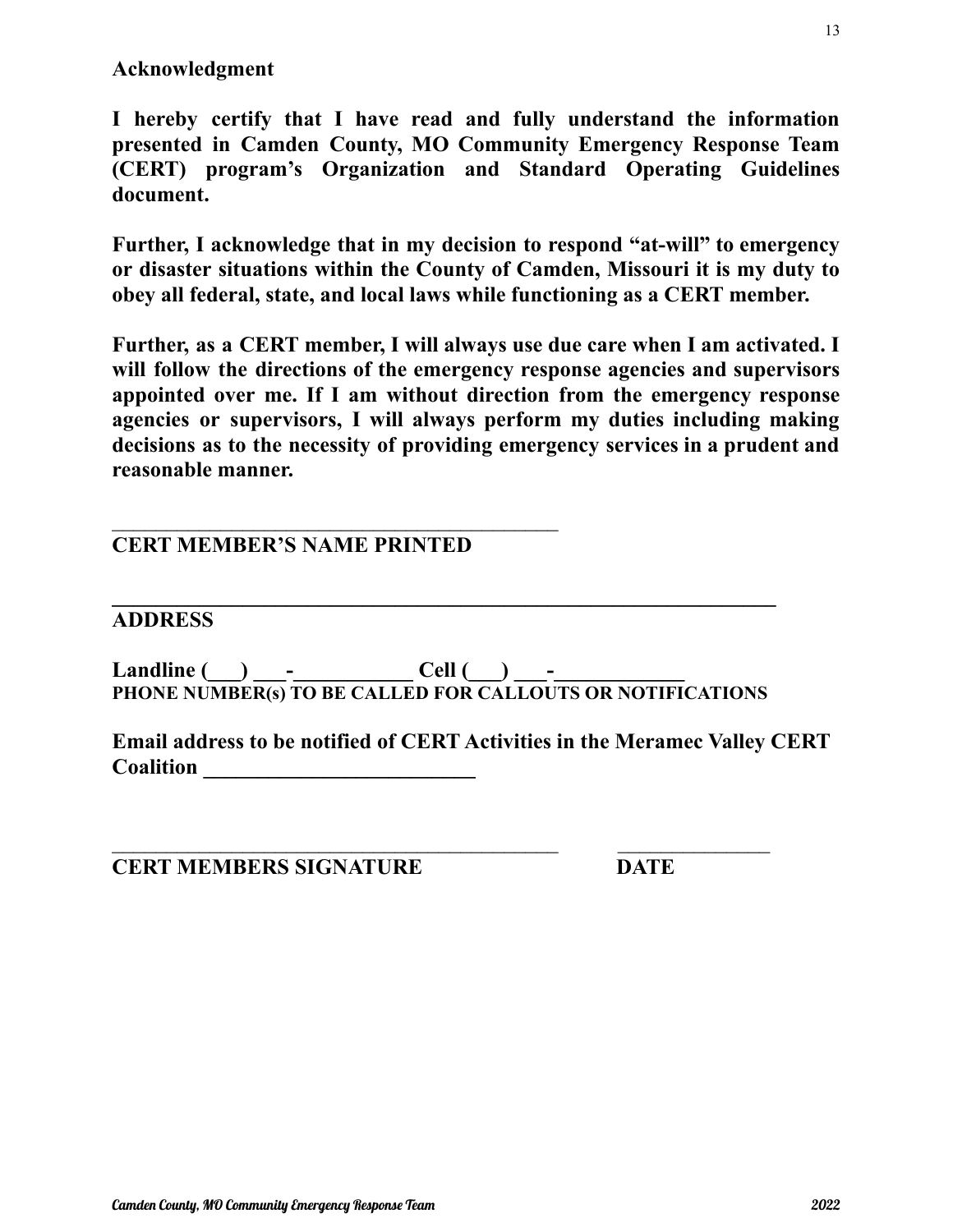**Acknowledgment**

**I hereby certify that I have read and fully understand the information presented in Camden County, MO Community Emergency Response Team (CERT) program's Organization and Standard Operating Guidelines document.**

**Further, I acknowledge that in my decision to respond "at-will" to emergency or disaster situations within the County of Camden, Missouri it is my duty to obey all federal, state, and local laws while functioning as a CERT member.**

**Further, as a CERT member, I will always use due care when I am activated. I will follow the directions of the emergency response agencies and supervisors appointed over me. If I am without direction from the emergency response agencies or supervisors, I will always perform my duties including making decisions as to the necessity of providing emergency services in a prudent and reasonable manner.**

\_\_\_\_\_\_\_\_\_\_\_\_\_\_\_\_\_\_\_\_\_\_\_\_\_\_\_\_\_\_\_\_\_\_\_\_\_\_\_\_\_\_\_\_
**CERT MEMBER'S NAME PRINTED**

\_\_\_\_\_\_\_\_\_\_\_\_\_\_\_\_\_\_\_\_\_\_\_\_\_\_\_\_\_\_\_\_\_\_\_\_\_\_\_\_\_\_\_\_\_\_\_\_\_\_\_\_\_\_\_\_\_\_\_\_\_\_
**ADDRESS**

**Landline (\_\_\_) \_\_\_-\_\_\_\_\_\_\_\_\_\_\_ Cell (\_\_\_) \_\_\_-\_\_\_\_\_\_\_\_\_\_\_\_**
**PHONE NUMBER(s) TO BE CALLED FOR CALLOUTS OR NOTIFICATIONS**

**Email address to be notified of CERT Activities in the Meramec Valley CERT Coalition \_\_\_\_\_\_\_\_\_\_\_\_\_\_\_\_\_\_\_\_\_\_\_\_\_\_**

\_\_\_\_\_\_\_\_\_\_\_\_\_\_\_\_\_\_\_\_\_\_\_\_\_\_\_\_\_\_\_\_\_\_\_\_\_\_\_\_\_\_\_\_ \_\_\_\_\_\_\_\_\_\_\_\_\_\_\_
**CERT MEMBERS SIGNATURE DATE**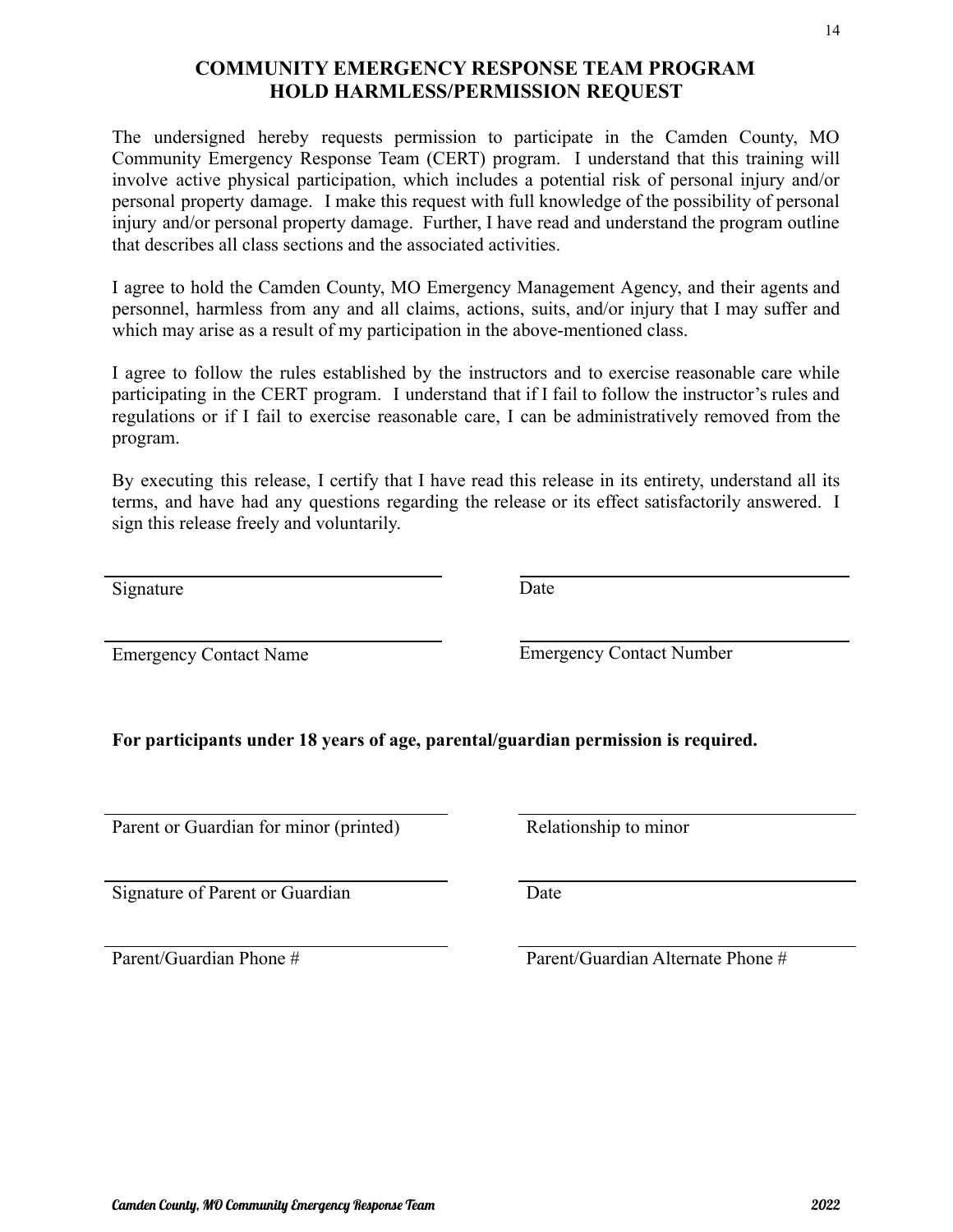# COMMUNITY EMERGENCY RESPONSE TEAM PROGRAM
# HOLD HARMLESS/PERMISSION REQUEST

The undersigned hereby requests permission to participate in the Camden County, MO Community Emergency Response Team (CERT) program. I understand that this training will involve active physical participation, which includes a potential risk of personal injury and/or personal property damage. I make this request with full knowledge of the possibility of personal injury and/or personal property damage. Further, I have read and understand the program outline that describes all class sections and the associated activities.

I agree to hold the Camden County, MO Emergency Management Agency, and their agents and personnel, harmless from any and all claims, actions, suits, and/or injury that I may suffer and which may arise as a result of my participation in the above-mentioned class.

I agree to follow the rules established by the instructors and to exercise reasonable care while participating in the CERT program. I understand that if I fail to follow the instructor's rules and regulations or if I fail to exercise reasonable care, I can be administratively removed from the program.

By executing this release, I certify that I have read this release in its entirety, understand all its terms, and have had any questions regarding the release or its effect satisfactorily answered. I sign this release freely and voluntarily.

\_\_\_\_\_\_\_\_\_\_\_\_\_\_\_\_\_\_\_\_\_\_\_\_\_\_\_\_\_\_ \_\_\_\_\_\_\_\_\_\_\_\_\_\_\_\_\_\_\_\_\_\_\_\_\_\_\_\_\_\_
Signature Date

\_\_\_\_\_\_\_\_\_\_\_\_\_\_\_\_\_\_\_\_\_\_\_\_\_\_\_\_\_\_ \_\_\_\_\_\_\_\_\_\_\_\_\_\_\_\_\_\_\_\_\_\_\_\_\_\_\_\_\_\_
Emergency Contact Name Emergency Contact Number

**For participants under 18 years of age, parental/guardian permission is required.**

\_\_\_\_\_\_\_\_\_\_\_\_\_\_\_\_\_\_\_\_\_\_\_\_\_\_\_\_\_\_ \_\_\_\_\_\_\_\_\_\_\_\_\_\_\_\_\_\_\_\_\_\_\_\_\_\_\_\_\_\_
Parent or Guardian for minor (printed) Relationship to minor

\_\_\_\_\_\_\_\_\_\_\_\_\_\_\_\_\_\_\_\_\_\_\_\_\_\_\_\_\_\_ \_\_\_\_\_\_\_\_\_\_\_\_\_\_\_\_\_\_\_\_\_\_\_\_\_\_\_\_\_\_
Signature of Parent or Guardian Date

\_\_\_\_\_\_\_\_\_\_\_\_\_\_\_\_\_\_\_\_\_\_\_\_\_\_\_\_\_\_ \_\_\_\_\_\_\_\_\_\_\_\_\_\_\_\_\_\_\_\_\_\_\_\_\_\_\_\_\_\_
Parent/Guardian Phone # Parent/Guardian Alternate Phone #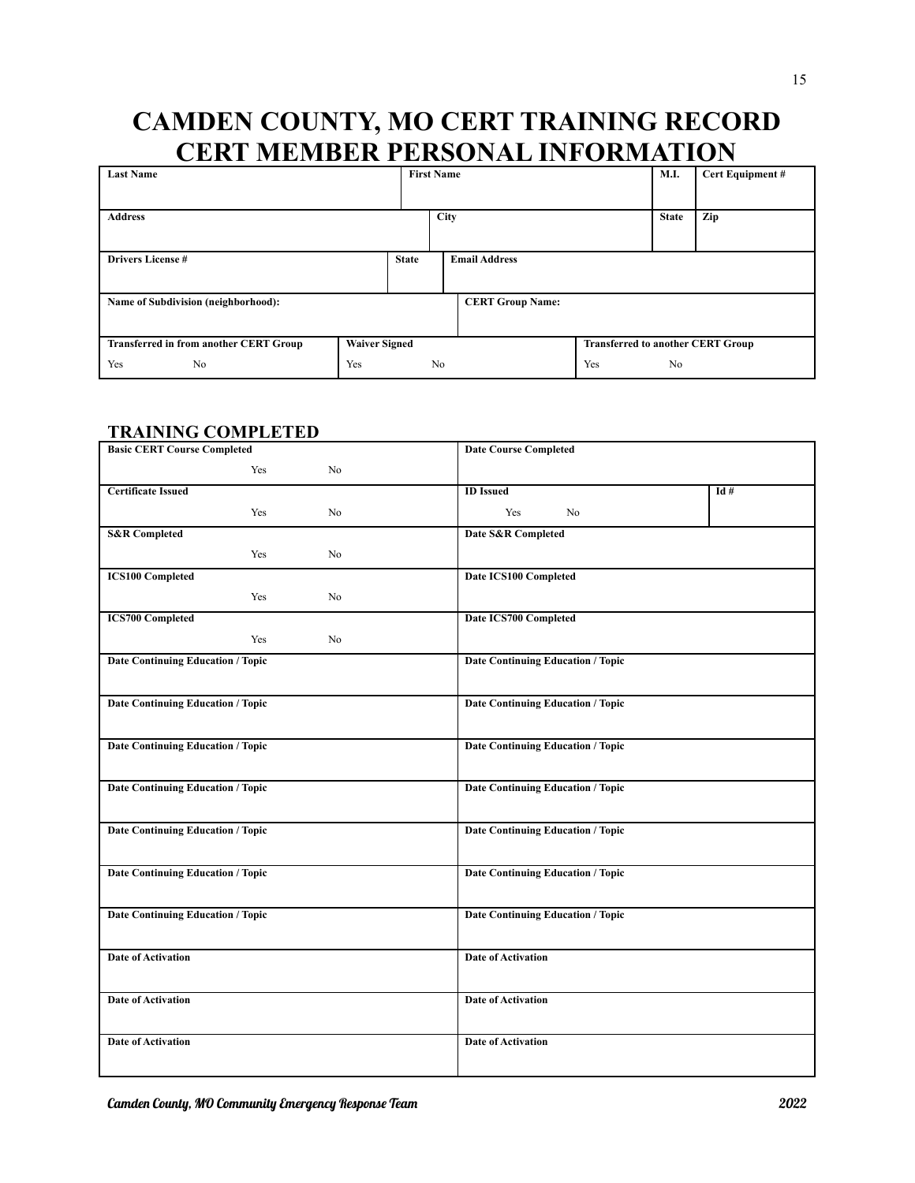# CAMDEN COUNTY, MO CERT TRAINING RECORD
# CERT MEMBER PERSONAL INFORMATION

| Last Name | First Name | M.I. | Cert Equipment # |
|---|---|---|---|
| | | | |

| Address | City | State | Zip |
|---|---|---|---|
| | | | |

| Drivers License # | State | Email Address |
|---|---|---|
| | | |

| Name of Subdivision (neighborhood): | CERT Group Name: |
|---|---|
| | |

| Transferred in from another CERT Group | Waiver Signed | Transferred to another CERT Group |
|---|---|---|
| Yes No | Yes No | Yes No |

## TRAINING COMPLETED

| Basic CERT Course Completed | Date Course Completed | |
|---|---|---|
| Yes No | | |
| **Certificate Issued** | **ID Issued** | **Id #** |
| Yes No | Yes No | |
| **S&R Completed** | **Date S&R Completed** | |
| Yes No | | |
| **ICS100 Completed** | **Date ICS100 Completed** | |
| Yes No | | |
| **ICS700 Completed** | **Date ICS700 Completed** | |
| Yes No | | |
| **Date Continuing Education / Topic** | **Date Continuing Education / Topic** | |
| **Date Continuing Education / Topic** | **Date Continuing Education / Topic** | |
| **Date Continuing Education / Topic** | **Date Continuing Education / Topic** | |
| **Date Continuing Education / Topic** | **Date Continuing Education / Topic** | |
| **Date Continuing Education / Topic** | **Date Continuing Education / Topic** | |
| **Date Continuing Education / Topic** | **Date Continuing Education / Topic** | |
| **Date Continuing Education / Topic** | **Date Continuing Education / Topic** | |
| **Date of Activation** | **Date of Activation** | |
| **Date of Activation** | **Date of Activation** | |
| **Date of Activation** | **Date of Activation** | |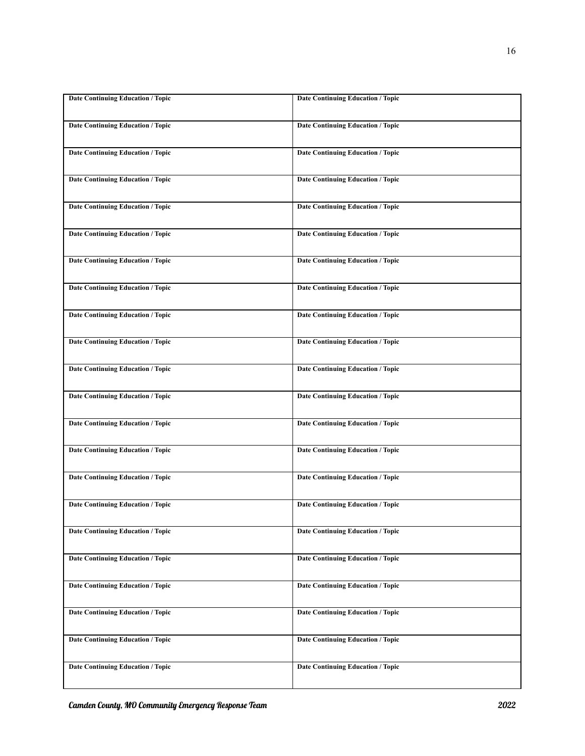| Date Continuing Education / Topic | Date Continuing Education / Topic |
|---|---|
| Date Continuing Education / Topic | Date Continuing Education / Topic |
| Date Continuing Education / Topic | Date Continuing Education / Topic |
| Date Continuing Education / Topic | Date Continuing Education / Topic |
| Date Continuing Education / Topic | Date Continuing Education / Topic |
| Date Continuing Education / Topic | Date Continuing Education / Topic |
| Date Continuing Education / Topic | Date Continuing Education / Topic |
| Date Continuing Education / Topic | Date Continuing Education / Topic |
| Date Continuing Education / Topic | Date Continuing Education / Topic |
| Date Continuing Education / Topic | Date Continuing Education / Topic |
| Date Continuing Education / Topic | Date Continuing Education / Topic |
| Date Continuing Education / Topic | Date Continuing Education / Topic |
| Date Continuing Education / Topic | Date Continuing Education / Topic |
| Date Continuing Education / Topic | Date Continuing Education / Topic |
| Date Continuing Education / Topic | Date Continuing Education / Topic |
| Date Continuing Education / Topic | Date Continuing Education / Topic |
| Date Continuing Education / Topic | Date Continuing Education / Topic |
| Date Continuing Education / Topic | Date Continuing Education / Topic |
| Date Continuing Education / Topic | Date Continuing Education / Topic |
| Date Continuing Education / Topic | Date Continuing Education / Topic |
| Date Continuing Education / Topic | Date Continuing Education / Topic |
| Date Continuing Education / Topic | Date Continuing Education / Topic |